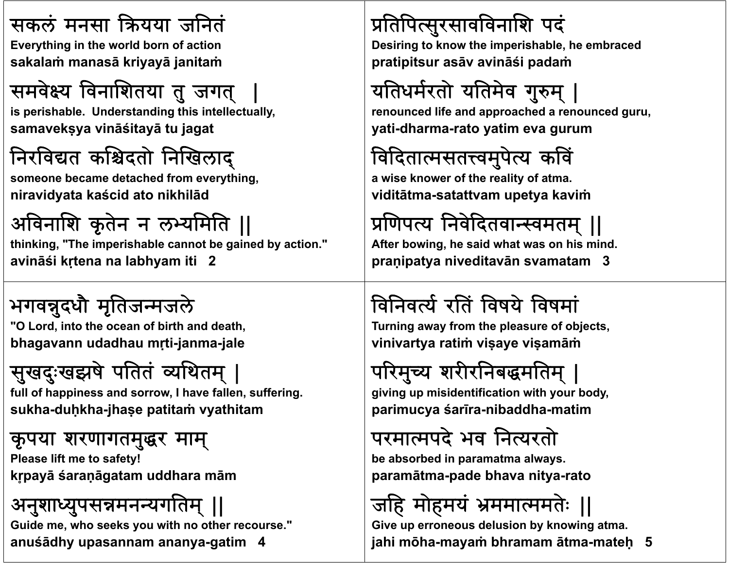सकलं मनसा क्रियया जनितं
**Everything in the world born of action**
**sakalaṁ manasā kriyayā janitaṁ**

समवेक्ष्य विनाशितया तु जगत् |
**is perishable. Understanding this intellectually,**
**samavekṣya vināśitayā tu jagat**

निरविद्यत कश्चिदतो निखिलाद्
**someone became detached from everything,**
**niravidyata kaścid ato nikhilād**

अविनाशि कृतेन न लभ्यमिति ||
**thinking, "The imperishable cannot be gained by action."**
**avināśi kṛtena na labhyam iti 2**

प्रतिपित्सुरसावविनाशि पदं
**Desiring to know the imperishable, he embraced**
**pratipitsur asāv avināśi padaṁ**

यतिधर्मरतो यतिमेव गुरुम् |
**renounced life and approached a renounced guru,**
**yati-dharma-rato yatim eva gurum**

विदितात्मसतत्त्वमुपेत्य कविं
**a wise knower of the reality of atma.**
**viditātma-satattvam upetya kaviṁ**

प्रणिपत्य निवेदितवान्स्वमतम् ||
**After bowing, he said what was on his mind.**
**praṇipatya niveditavān svamatam 3**

भगवन्नुदधौ मृतिजन्मजले
**"O Lord, into the ocean of birth and death,**
**bhagavann udadhau mṛti-janma-jale**

सुखदुःखझषे पतितं व्यथितम् |
**full of happiness and sorrow, I have fallen, suffering.**
**sukha-duḥkha-jhaṣe patitaṁ vyathitam**

कृपया शरणागतमुद्धर माम्
**Please lift me to safety!**
**kṛpayā śaraṇāgatam uddhara mām**

अनुशाध्युपसन्नमनन्यगतिम् ||
**Guide me, who seeks you with no other recourse."**
**anuśādhy upasannam ananya-gatim 4**

विनिवर्त्य रतिं विषये विषमां
**Turning away from the pleasure of objects,**
**vinivartya ratiṁ viṣaye viṣamāṁ**

परिमुच्य शरीरनिबद्धमतिम् |
**giving up misidentification with your body,**
**parimucya śarīra-nibaddha-matim**

परमात्मपदे भव नित्यरतो
**be absorbed in paramatma always.**
**paramātma-pade bhava nitya-rato**

जहि मोहमयं भ्रममात्ममतेः ||
**Give up erroneous delusion by knowing atma.**
**jahi mōha-mayaṁ bhramam ātma-mateḥ 5**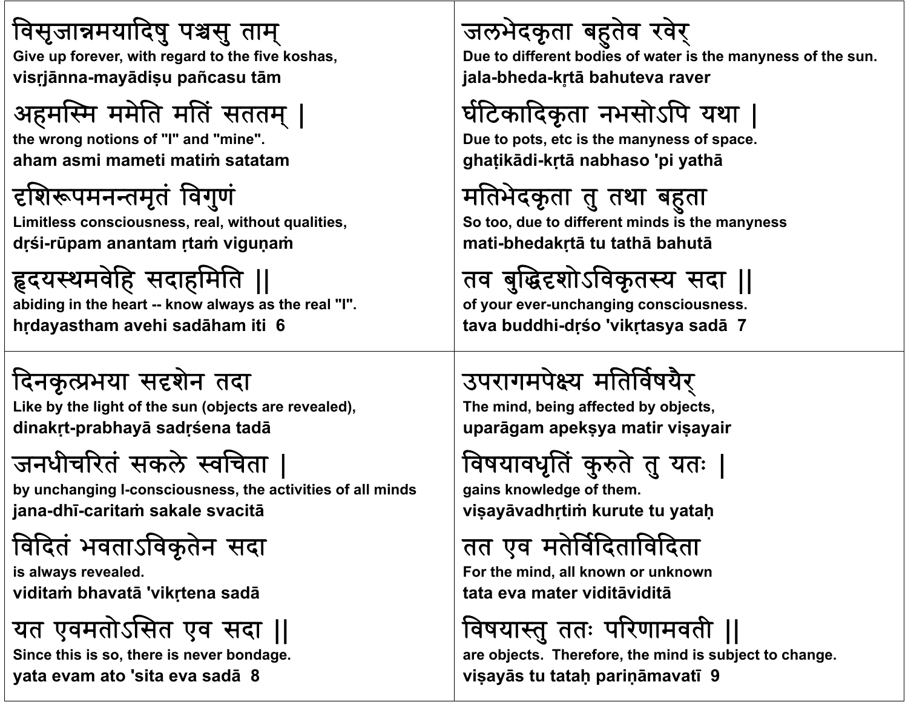विसृजान्नमयादिषु पञ्चसु ताम्
**Give up forever, with regard to the five koshas,**
**visṛjānna-mayādiṣu pañcasu tām**

अहमस्मि ममेति मतिं सततम् ।
**the wrong notions of "I" and "mine".**
**aham asmi mameti matiṁ satatam**

दृशिरूपमनन्तमृतं विगुणं
**Limitless consciousness, real, without qualities,**
**dṛśi-rūpam anantam ṛtaṁ viguṇaṁ**

हृदयस्थमवेहि सदाहमिति ॥
**abiding in the heart -- know always as the real "I".**
**hṛdayastham avehi sadāham iti 6**

जलभेदकृता बहुतेव रवेर्
**Due to different bodies of water is the manyness of the sun.**
**jala-bheda-kṛtā bahuteva raver**

घटिकादिकृता नभसोऽपि यथा ।
**Due to pots, etc is the manyness of space.**
**ghaṭikādi-kṛtā nabhaso 'pi yathā**

मतिभेदकृता तु तथा बहुता
**So too, due to different minds is the manyness**
**mati-bhedakṛtā tu tathā bahutā**

तव बुद्धिदृशोऽविकृतस्य सदा ॥
**of your ever-unchanging consciousness.**
**tava buddhi-dṛśo 'vikṛtasya sadā 7**

दिनकृत्प्रभया सदृशेन तदा
**Like by the light of the sun (objects are revealed),**
**dinakṛt-prabhayā sadṛśena tadā**

जनधीचरितं सकले स्वचिता ।
**by unchanging I-consciousness, the activities of all minds**
**jana-dhī-caritaṁ sakale svacitā**

विदितं भवताऽविकृतेन सदा
**is always revealed.**
**viditaṁ bhavatā 'vikṛtena sadā**

यत एवमतोऽसित एव सदा ॥
**Since this is so, there is never bondage.**
**yata evam ato 'sita eva sadā 8**

उपरागमपेक्ष्य मतिर्विषयैर्
**The mind, being affected by objects,**
**uparāgam apekṣya matir viṣayair**

विषयावधृतिं कुरुते तु यतः ।
**gains knowledge of them.**
**viṣayāvadhṛtiṁ kurute tu yataḥ**

तत एव मतेर्विदिताविदिता
**For the mind, all known or unknown**
**tata eva mater viditāviditā**

विषयास्तु ततः परिणामवती ॥
**are objects. Therefore, the mind is subject to change.**
**viṣayās tu tataḥ pariṇāmavatī 9**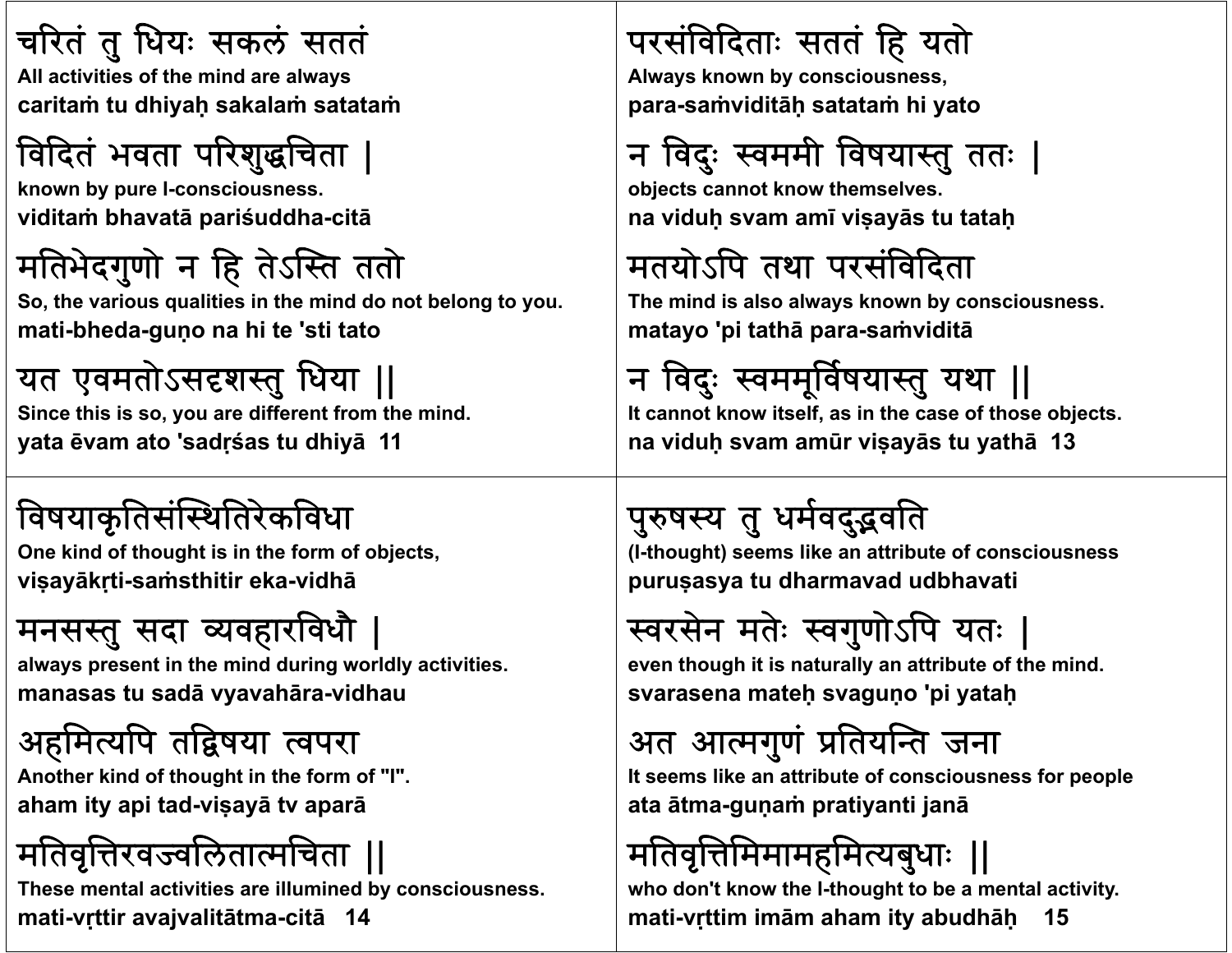चरितं तु धियः सकलं सततं
**All activities of the mind are always**
**caritaṁ tu dhiyaḥ sakalaṁ satataṁ**

विदितं भवता परिशुद्धचिता |
**known by pure I-consciousness.**
**viditaṁ bhavatā pariśuddha-citā**

मतिभेदगुणो न हि तेऽस्ति ततो
**So, the various qualities in the mind do not belong to you.**
**mati-bheda-guṇo na hi te 'sti tato**

यत एवमतोऽसदृशस्तु धिया ||
**Since this is so, you are different from the mind.**
**yata ēvam ato 'sadṛśas tu dhiyā 11**

परसंविदिताः सततं हि यतो
**Always known by consciousness,**
**para-saṁviditāḥ satataṁ hi yato**

न विदुः स्वममी विषयास्तु ततः |
**objects cannot know themselves.**
**na viduḥ svam amī viṣayās tu tataḥ**

मतयोऽपि तथा परसंविदिता
**The mind is also always known by consciousness.**
**matayo 'pi tathā para-saṁviditā**

न विदुः स्वममूर्विषयास्तु यथा ||
**It cannot know itself, as in the case of those objects.**
**na viduḥ svam amūr viṣayās tu yathā 13**

विषयाकृतिसंस्थितिरेकविधा
**One kind of thought is in the form of objects,**
**viṣayākṛti-saṁsthitir eka-vidhā**

मनसस्तु सदा व्यवहारविधौ |
**always present in the mind during worldly activities.**
**manasas tu sadā vyavahāra-vidhau**

अहमित्यपि तद्विषया त्वपरा
**Another kind of thought in the form of "I".**
**aham ity api tad-viṣayā tv aparā**

मतिवृत्तिरवज्वलितात्मचिता ||
**These mental activities are illumined by consciousness.**
**mati-vṛttir avajvalitātma-citā 14**

पुरुषस्य तु धर्मवदुद्भवति
**(I-thought) seems like an attribute of consciousness**
**puruṣasya tu dharmavad udbhavati**

स्वरसेन मतेः स्वगुणोऽपि यतः |
**even though it is naturally an attribute of the mind.**
**svarasena mateḥ svaguṇo 'pi yataḥ**

अत आत्मगुणं प्रतियन्ति जना
**It seems like an attribute of consciousness for people**
**ata ātma-guṇaṁ pratiyanti janā**

मतिवृत्तिमिमामहमित्यबुधाः ||
**who don't know the I-thought to be a mental activity.**
**mati-vṛttim imām aham ity abudhāḥ 15**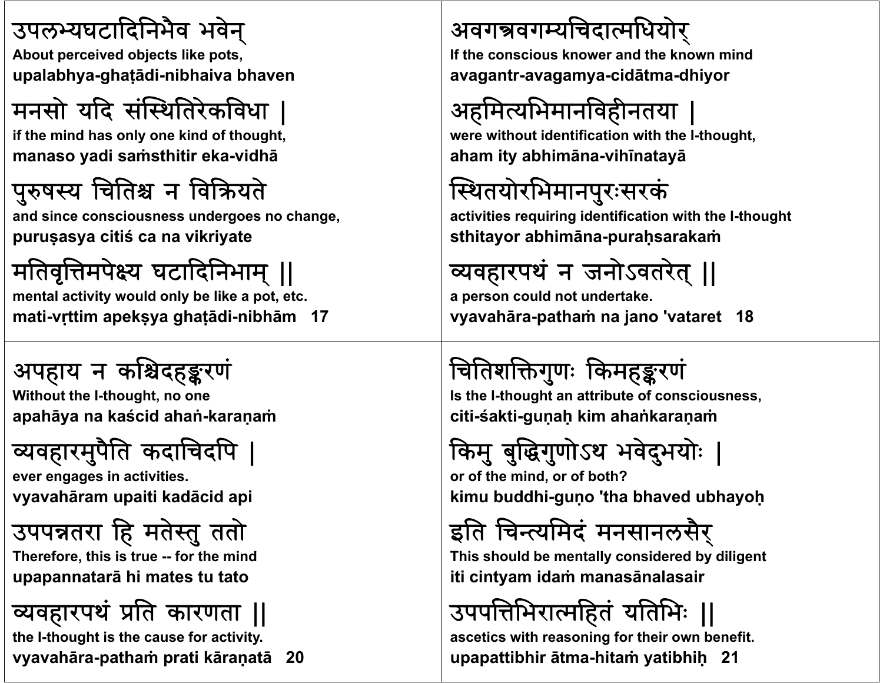उपलभ्यघटादिनिभैव भवेन्
**About perceived objects like pots,**
**upalabhya-ghaṭādi-nibhaiva bhaven**

मनसो यदि संस्थितिरेकविधा ।
**if the mind has only one kind of thought,**
**manaso yadi saṁsthitir eka-vidhā**

पुरुषस्य चितिश्च न विक्रियते
**and since consciousness undergoes no change,**
**puruṣasya citiś ca na vikriyate**

मतिवृत्तिमपेक्ष्य घटादिनिभाम् ॥
**mental activity would only be like a pot, etc.**
**mati-vṛttim apekṣya ghaṭādi-nibhām 17**

अवगन्त्रवगम्यचिदात्मधियोर्
**If the conscious knower and the known mind**
**avagantṛ-avagamya-cidātma-dhiyor**

अहमित्यभिमानविहीनतया ।
**were without identification with the I-thought,**
**aham ity abhimāna-vihīnatayā**

स्थितयोरभिमानपुरःसरकं
**activities requiring identification with the I-thought**
**sthitayor abhimāna-puraḥsarakaṁ**

व्यवहारपथं न जनोऽवतरेत् ॥
**a person could not undertake.**
**vyavahāra-pathaṁ na jano 'vataret 18**

अपहाय न कश्चिदहङ्करणं
**Without the I-thought, no one**
**apahāya na kaścid ahaṅ-karaṇaṁ**

व्यवहारमुपैति कदाचिदपि ।
**ever engages in activities.**
**vyavahāram upaiti kadācid api**

उपपन्नतरा हि मतेस्तु ततो
**Therefore, this is true -- for the mind**
**upapannatarā hi mates tu tato**

व्यवहारपथं प्रति कारणता ॥
**the I-thought is the cause for activity.**
**vyavahāra-pathaṁ prati kāraṇatā 20**

चितिशक्तिगुणः किमहङ्करणं
**Is the I-thought an attribute of consciousness,**
**citi-śakti-guṇaḥ kim ahaṅkaraṇaṁ**

किमु बुद्धिगुणोऽथ भवेदुभयोः ।
**or of the mind, or of both?**
**kimu buddhi-guṇo 'tha bhaved ubhayoḥ**

इति चिन्त्यमिदं मनसानलसैर्
**This should be mentally considered by diligent**
**iti cintyam idaṁ manasānalasair**

उपपत्तिभिरात्महितं यतिभिः ॥
**ascetics with reasoning for their own benefit.**
**upapattibhir ātma-hitaṁ yatibhiḥ 21**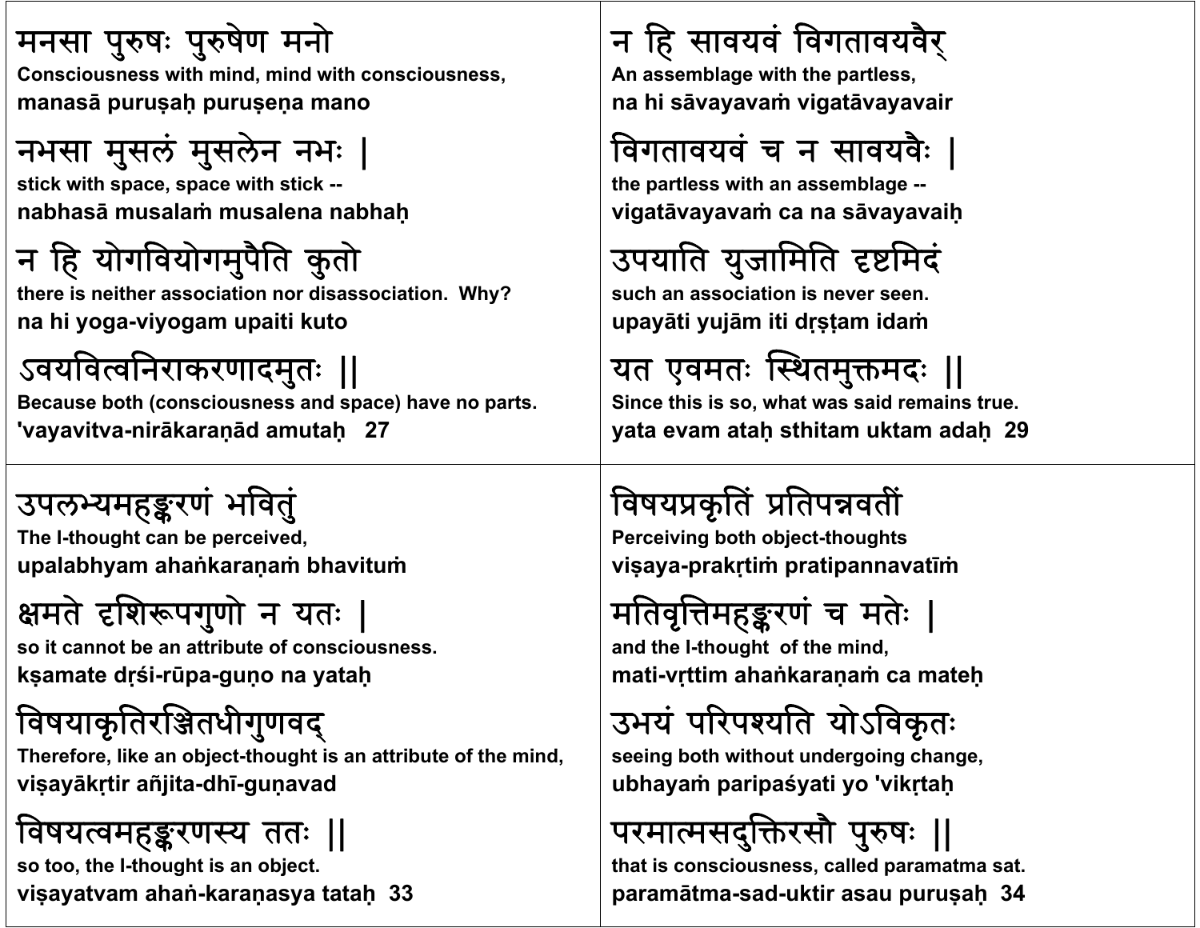मनसा पुरुषः पुरुषेण मनो
**Consciousness with mind, mind with consciousness,**
**manasā puruṣaḥ puruṣeṇa mano**

नभसा मुसलं मुसलेन नभः |
**stick with space, space with stick --**
**nabhasā musalaṁ musalena nabhaḥ**

न हि योगवियोगमुपैति कुतो
**there is neither association nor disassociation. Why?**
**na hi yoga-viyogam upaiti kuto**

ऽवयवित्वनिराकरणादमुतः ||
**Because both (consciousness and space) have no parts.**
**'vayavitva-nirākaraṇād amutaḥ 27**

न हि सावयवं विगतावयवैर्
**An assemblage with the partless,**
**na hi sāvayavaṁ vigatāvayavair**

विगतावयवं च न सावयवैः |
**the partless with an assemblage --**
**vigatāvayavaṁ ca na sāvayavaiḥ**

उपयाति युजामिति दृष्टमिदं
**such an association is never seen.**
**upayāti yujām iti dṛṣṭam idaṁ**

यत एवमतः स्थितमुक्तमदः ||
**Since this is so, what was said remains true.**
**yata evam ataḥ sthitam uktam adaḥ 29**

उपलभ्यमहङ्करणं भवितुं
**The I-thought can be perceived,**
**upalabhyam ahaṅkaraṇaṁ bhavituṁ**

क्षमते दृशिरूपगुणो न यतः |
**so it cannot be an attribute of consciousness.**
**kṣamate dṛśi-rūpa-guṇo na yataḥ**

विषयाकृतिरञ्जितधीगुणवद्
**Therefore, like an object-thought is an attribute of the mind,**
**viṣayākṛtir añjita-dhī-guṇavad**

विषयत्वमहङ्करणस्य ततः ||
**so too, the I-thought is an object.**
**viṣayatvam ahaṅ-karaṇasya tataḥ 33**

विषयप्रकृतिं प्रतिपन्नवतीं
**Perceiving both object-thoughts**
**viṣaya-prakṛtiṁ pratipannavatīṁ**

मतिवृत्तिमहङ्करणं च मतेः |
**and the I-thought of the mind,**
**mati-vṛttim ahaṅkaraṇaṁ ca mateḥ**

उभयं परिपश्यति योऽविकृतः
**seeing both without undergoing change,**
**ubhayaṁ paripaśyati yo 'vikṛtaḥ**

परमात्मसदुक्तिरसौ पुरुषः ||
**that is consciousness, called paramatma sat.**
**paramātma-sad-uktir asau puruṣaḥ 34**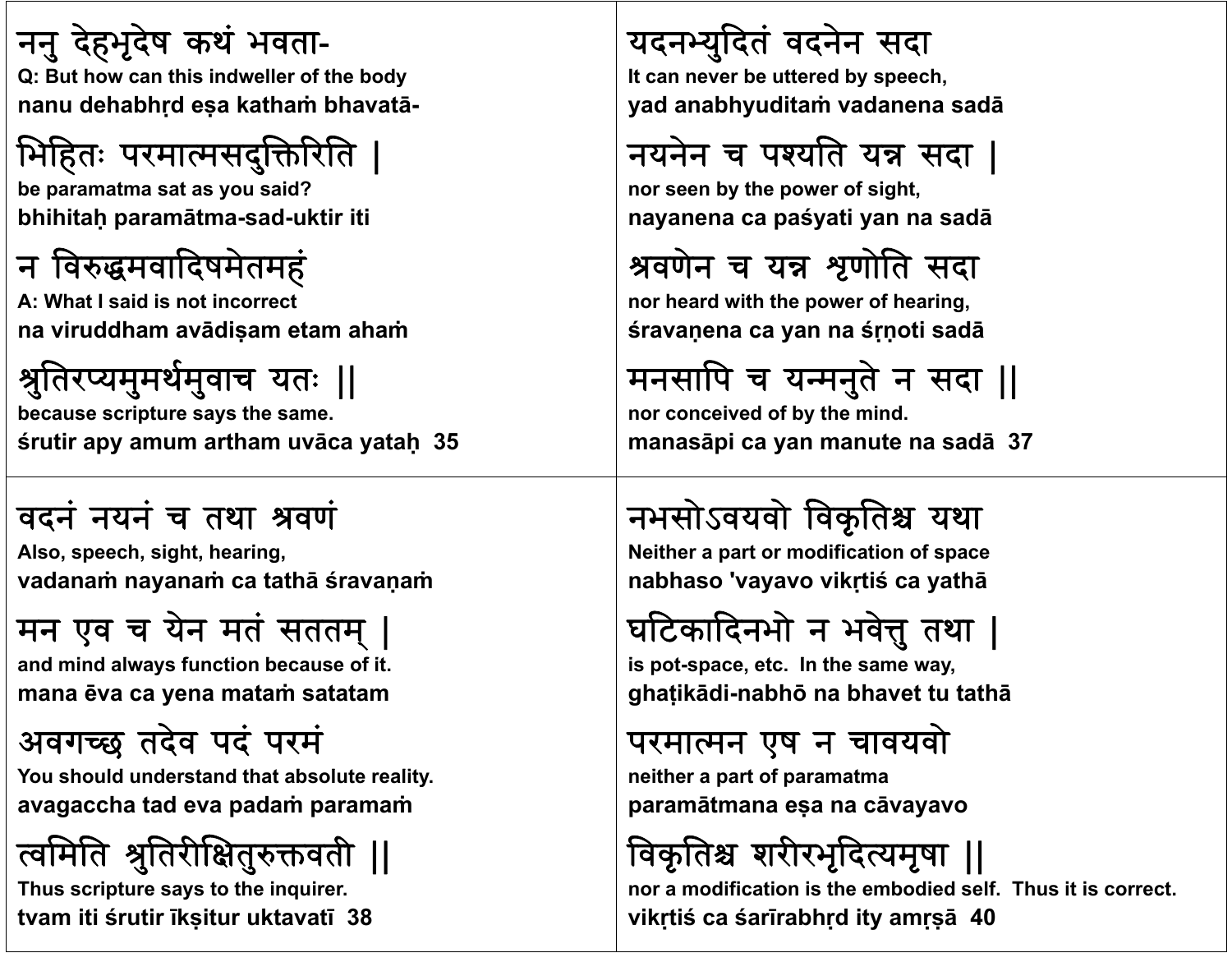ननु देहभृदेष कथं भवता-
**Q: But how can this indweller of the body**
**nanu dehabhṛd eṣa kathaṁ bhavatā-**

भिहितः परमात्मसदुक्तिरिति |
**be paramatma sat as you said?**
**bhihitaḥ paramātma-sad-uktir iti**

न विरुद्धमवादिषमेतमहं
**A: What I said is not incorrect**
**na viruddham avādiṣam etam ahaṁ**

श्रुतिरप्यमुमर्थमुवाच यतः ||
**because scripture says the same.**
**śrutir apy amum artham uvāca yataḥ 35**

यदनभ्युदितं वदनेन सदा
**It can never be uttered by speech,**
**yad anabhyuditaṁ vadanena sadā**

नयनेन च पश्यति यन्न सदा |
**nor seen by the power of sight,**
**nayanena ca paśyati yan na sadā**

श्रवणेन च यन्न श्रृणोति सदा
**nor heard with the power of hearing,**
**śravaṇena ca yan na śṛṇoti sadā**

मनसापि च यन्मनुते न सदा ||
**nor conceived of by the mind.**
**manasāpi ca yan manute na sadā 37**

वदनं नयनं च तथा श्रवणं
**Also, speech, sight, hearing,**
**vadanaṁ nayanaṁ ca tathā śravaṇaṁ**

मन एव च येन मतं सततम् |
**and mind always function because of it.**
**mana ēva ca yena mataṁ satatam**

अवगच्छ तदेव पदं परमं
**You should understand that absolute reality.**
**avagaccha tad eva padaṁ paramaṁ**

त्वमिति श्रुतिरीक्षितुरुक्तवती ||
**Thus scripture says to the inquirer.**
**tvam iti śrutir īkṣitur uktavatī 38**

नभसोऽवयवो विकृतिश्च यथा
**Neither a part or modification of space**
**nabhaso 'vayavo vikṛtiś ca yathā**

घटिकादिनभो न भवेत्तु तथा |
**is pot-space, etc. In the same way,**
**ghaṭikādi-nabhō na bhavet tu tathā**

परमात्मन एष न चावयवो
**neither a part of paramatma**
**paramātmana eṣa na cāvayavo**

विकृतिश्च शरीरभृदित्यमृषा ||
**nor a modification is the embodied self. Thus it is correct.**
**vikṛtiś ca śarīrabhṛd ity amṛṣā 40**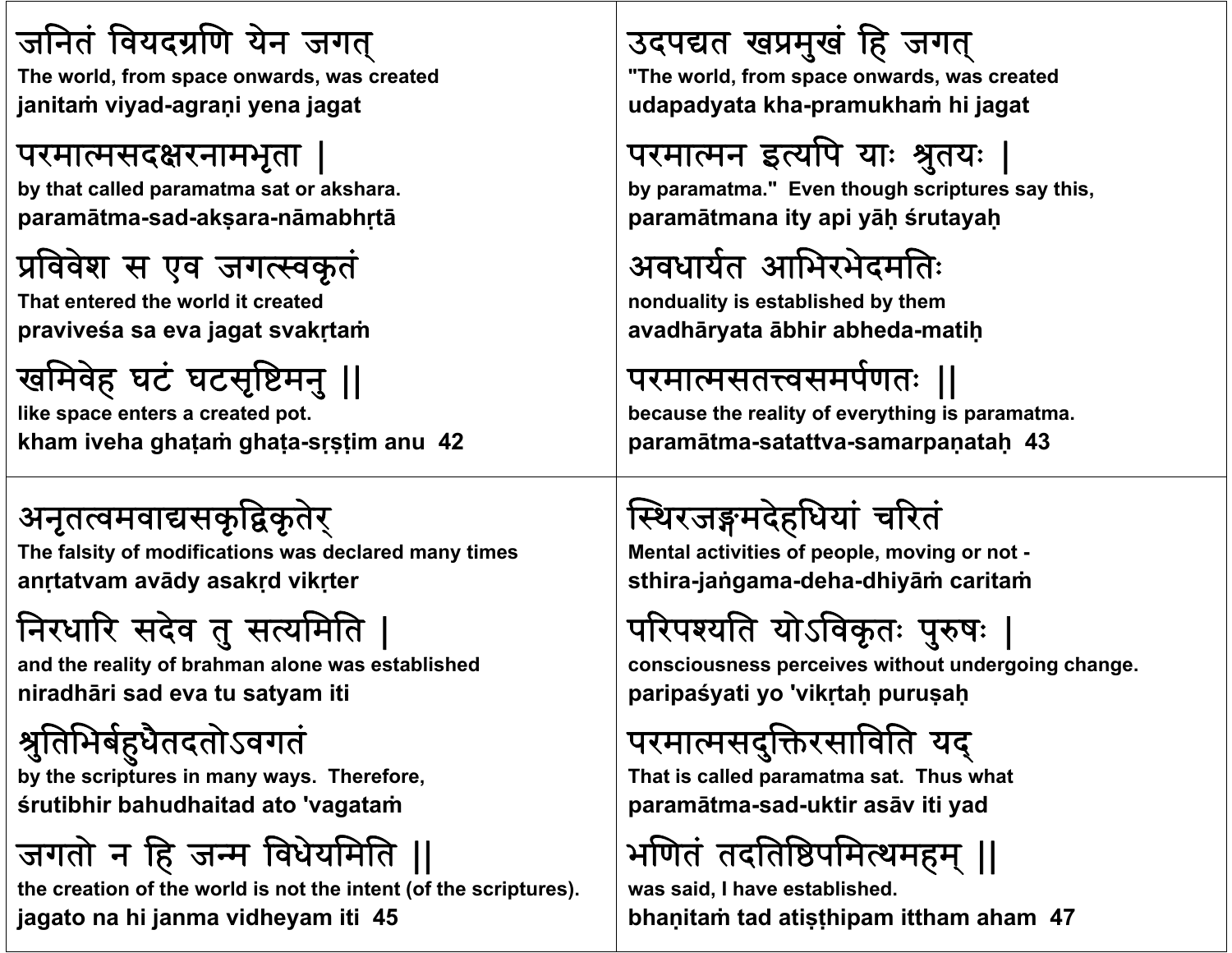जनितं वियदग्रणि येन जगत्
**The world, from space onwards, was created**
**janitaṁ viyad-agraṇi yena jagat**

परमात्मसदक्षरनामभृता ।
**by that called paramatma sat or akshara.**
**paramātma-sad-akṣara-nāmabhṛtā**

प्रविवेश स एव जगत्स्वकृतं
**That entered the world it created**
**praviveśa sa eva jagat svakṛtaṁ**

खमिवेह घटं घटसृष्टिमनु ॥
**like space enters a created pot.**
**kham iveha ghaṭaṁ ghaṭa-sṛṣṭim anu 42**

उदपद्यत खप्रमुखं हि जगत्
**"The world, from space onwards, was created**
**udapadyata kha-pramukhaṁ hi jagat**

परमात्मन इत्यपि याः श्रुतयः ।
**by paramatma." Even though scriptures say this,**
**paramātmana ity api yāḥ śrutayaḥ**

अवधार्यत आभिरभेदमतिः
**nonduality is established by them**
**avadhāryata ābhir abheda-matiḥ**

परमात्मसतत्त्वसमर्पणतः ॥
**because the reality of everything is paramatma.**
**paramātma-satattva-samarpaṇataḥ 43**

अनृतत्वमवाद्यसकृद्विकृतेर्
**The falsity of modifications was declared many times**
**anṛtatvam avādy asakṛd vikṛter**

निरधारि सदेव तु सत्यमिति ।
**and the reality of brahman alone was established**
**niradhāri sad eva tu satyam iti**

श्रुतिभिर्बहुधैतदतोऽवगतं
**by the scriptures in many ways. Therefore,**
**śrutibhir bahudhaitad ato 'vagataṁ**

जगतो न हि जन्म विधेयमिति ॥
**the creation of the world is not the intent (of the scriptures).**
**jagato na hi janma vidheyam iti 45**

स्थिरजङ्गमदेहधियां चरितं
**Mental activities of people, moving or not -**
**sthira-jaṅgama-deha-dhiyāṁ caritaṁ**

परिपश्यति योऽविकृतः पुरुषः ।
**consciousness perceives without undergoing change.**
**paripaśyati yo 'vikṛtaḥ puruṣaḥ**

परमात्मसदुक्तिरसाविति यद्
**That is called paramatma sat. Thus what**
**paramātma-sad-uktir asāv iti yad**

भणितं तदतिष्ठिपमित्थमहम् ॥
**was said, I have established.**
**bhaṇitaṁ tad atiṣṭhipam ittham aham 47**